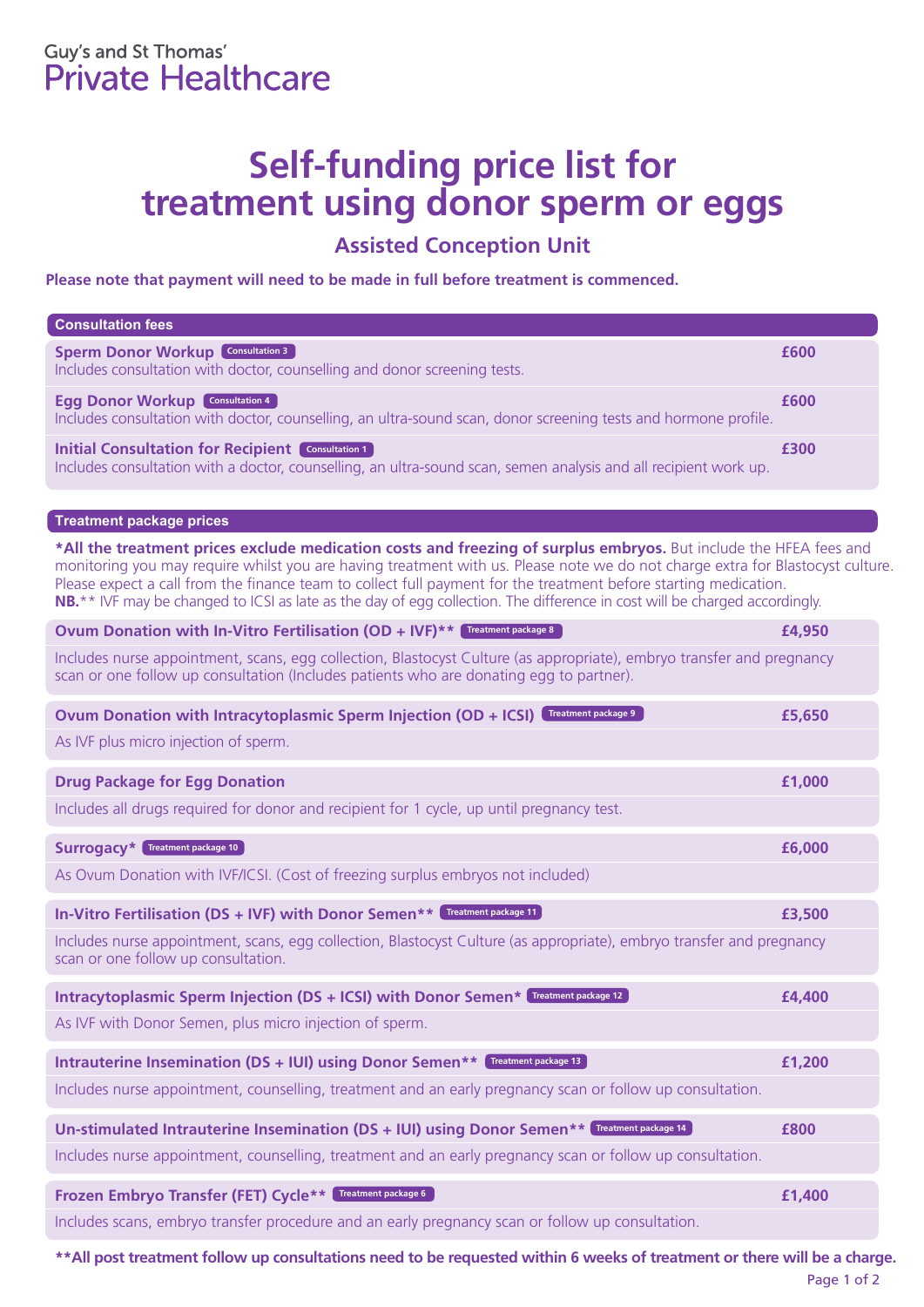Guy's and St Thomas'
Private Healthcare

# Self-funding price list for treatment using donor sperm or eggs

## Assisted Conception Unit

**Please note that payment will need to be made in full before treatment is commenced.**

### Consultation fees

| Service | Price |
|---|---|
| **Sperm Donor Workup** Consultation 3<br>Includes consultation with doctor, counselling and donor screening tests. | **£600** |
| **Egg Donor Workup** Consultation 4<br>Includes consultation with doctor, counselling, an ultra-sound scan, donor screening tests and hormone profile. | **£600** |
| **Initial Consultation for Recipient** Consultation 1<br>Includes consultation with a doctor, counselling, an ultra-sound scan, semen analysis and all recipient work up. | **£300** |

### Treatment package prices

**\*All the treatment prices exclude medication costs and freezing of surplus embryos.** But include the HFEA fees and monitoring you may require whilst you are having treatment with us. Please note we do not charge extra for Blastocyst culture. Please expect a call from the finance team to collect full payment for the treatment before starting medication.
**NB.**** IVF may be changed to ICSI as late as the day of egg collection. The difference in cost will be charged accordingly.

| Treatment | Price |
|---|---|
| **Ovum Donation with In-Vitro Fertilisation (OD + IVF)**** Treatment package 8<br>Includes nurse appointment, scans, egg collection, Blastocyst Culture (as appropriate), embryo transfer and pregnancy scan or one follow up consultation (Includes patients who are donating egg to partner). | **£4,950** |
| **Ovum Donation with Intracytoplasmic Sperm Injection (OD + ICSI)** Treatment package 9<br>As IVF plus micro injection of sperm. | **£5,650** |
| **Drug Package for Egg Donation**<br>Includes all drugs required for donor and recipient for 1 cycle, up until pregnancy test. | **£1,000** |
| **Surrogacy*** Treatment package 10<br>As Ovum Donation with IVF/ICSI. (Cost of freezing surplus embryos not included) | **£6,000** |
| **In-Vitro Fertilisation (DS + IVF) with Donor Semen**** Treatment package 11<br>Includes nurse appointment, scans, egg collection, Blastocyst Culture (as appropriate), embryo transfer and pregnancy scan or one follow up consultation. | **£3,500** |
| **Intracytoplasmic Sperm Injection (DS + ICSI) with Donor Semen*** Treatment package 12<br>As IVF with Donor Semen, plus micro injection of sperm. | **£4,400** |
| **Intrauterine Insemination (DS + IUI) using Donor Semen**** Treatment package 13<br>Includes nurse appointment, counselling, treatment and an early pregnancy scan or follow up consultation. | **£1,200** |
| **Un-stimulated Intrauterine Insemination (DS + IUI) using Donor Semen**** Treatment package 14<br>Includes nurse appointment, counselling, treatment and an early pregnancy scan or follow up consultation. | **£800** |
| **Frozen Embryo Transfer (FET) Cycle**** Treatment package 6<br>Includes scans, embryo transfer procedure and an early pregnancy scan or follow up consultation. | **£1,400** |

****All post treatment follow up consultations need to be requested within 6 weeks of treatment or there will be a charge.**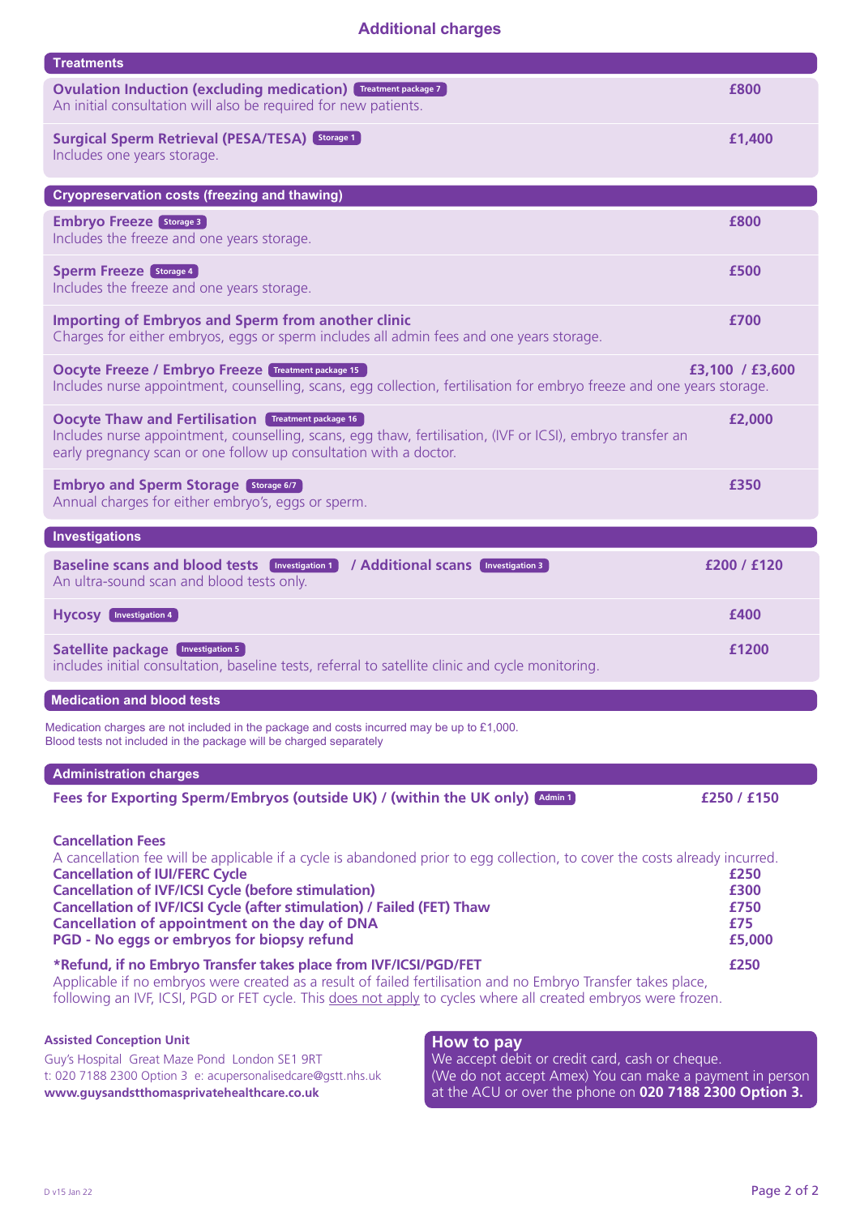# Additional charges

## Treatments

| | |
|---|---|
| **Ovulation Induction (excluding medication)** Treatment package 7<br>An initial consultation will also be required for new patients. | £800 |
| **Surgical Sperm Retrieval (PESA/TESA)** Storage 1<br>Includes one years storage. | £1,400 |

## Cryopreservation costs (freezing and thawing)

| | |
|---|---|
| **Embryo Freeze** Storage 3<br>Includes the freeze and one years storage. | £800 |
| **Sperm Freeze** Storage 4<br>Includes the freeze and one years storage. | £500 |
| **Importing of Embryos and Sperm from another clinic**<br>Charges for either embryos, eggs or sperm includes all admin fees and one years storage. | £700 |
| **Oocyte Freeze / Embryo Freeze** Treatment package 15<br>Includes nurse appointment, counselling, scans, egg collection, fertilisation for embryo freeze and one years storage. | £3,100 / £3,600 |
| **Oocyte Thaw and Fertilisation** Treatment package 16<br>Includes nurse appointment, counselling, scans, egg thaw, fertilisation, (IVF or ICSI), embryo transfer an early pregnancy scan or one follow up consultation with a doctor. | £2,000 |
| **Embryo and Sperm Storage** Storage 6/7<br>Annual charges for either embryo's, eggs or sperm. | £350 |

## Investigations

| | |
|---|---|
| **Baseline scans and blood tests** Investigation 1 **/ Additional scans** Investigation 3<br>An ultra-sound scan and blood tests only. | £200 / £120 |
| **Hycosy** Investigation 4 | £400 |
| **Satellite package** Investigation 5<br>includes initial consultation, baseline tests, referral to satellite clinic and cycle monitoring. | £1200 |

## Medication and blood tests

Medication charges are not included in the package and costs incurred may be up to £1,000.
Blood tests not included in the package will be charged separately

## Administration charges

| | |
|---|---|
| **Fees for Exporting Sperm/Embryos (outside UK) / (within the UK only)** Admin 1 | £250 / £150 |

### Cancellation Fees

A cancellation fee will be applicable if a cycle is abandoned prior to egg collection, to cover the costs already incurred.

| | |
|---|---|
| **Cancellation of IUI/FERC Cycle** | £250 |
| **Cancellation of IVF/ICSI Cycle (before stimulation)** | £300 |
| **Cancellation of IVF/ICSI Cycle (after stimulation) / Failed (FET) Thaw** | £750 |
| **Cancellation of appointment on the day of DNA** | £75 |
| **PGD - No eggs or embryos for biopsy refund** | £5,000 |
| **\*Refund, if no Embryo Transfer takes place from IVF/ICSI/PGD/FET** | £250 |

Applicable if no embryos were created as a result of failed fertilisation and no Embryo Transfer takes place, following an IVF, ICSI, PGD or FET cycle. This does not apply to cycles where all created embryos were frozen.

**Assisted Conception Unit**
Guy's Hospital Great Maze Pond London SE1 9RT
t: 020 7188 2300 Option 3 e: acupersonalisedcare@gstt.nhs.uk
**www.guysandstthomasprivatehealthcare.co.uk**

### How to pay

We accept debit or credit card, cash or cheque.
(We do not accept Amex) You can make a payment in person at the ACU or over the phone on **020 7188 2300 Option 3.**

D v15 Jan 22